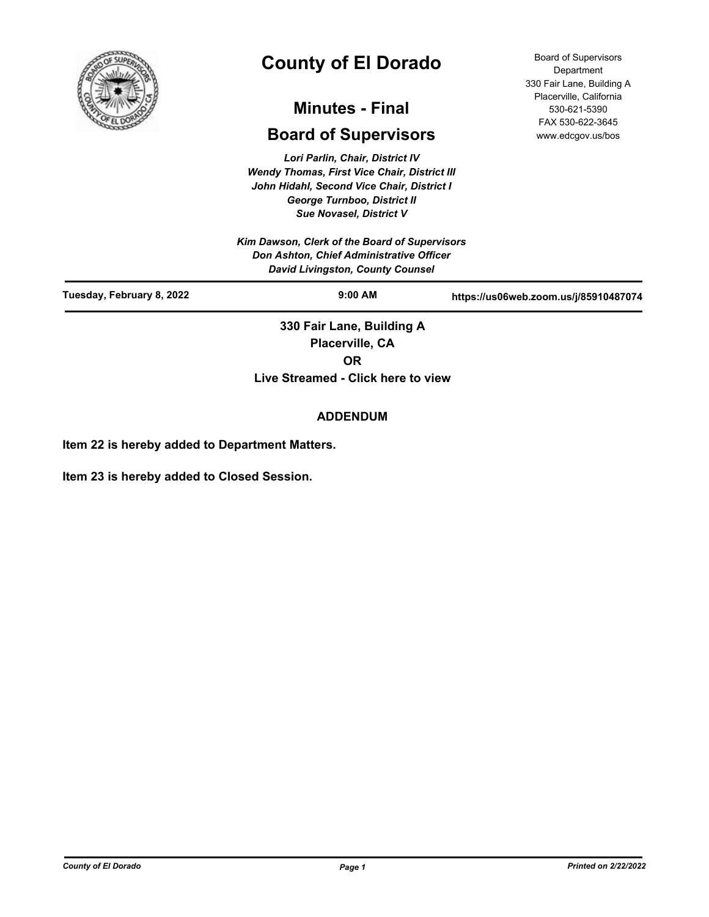# County of El Dorado

## Minutes - Final

## Board of Supervisors

Board of Supervisors Department
330 Fair Lane, Building A
Placerville, California
530-621-5390
FAX 530-622-3645
www.edcgov.us/bos

*Lori Parlin, Chair, District IV*
*Wendy Thomas, First Vice Chair, District III*
*John Hidahl, Second Vice Chair, District I*
*George Turnboo, District II*
*Sue Novasel, District V*

*Kim Dawson, Clerk of the Board of Supervisors*
*Don Ashton, Chief Administrative Officer*
*David Livingston, County Counsel*

**Tuesday, February 8, 2022** | **9:00 AM** | **https://us06web.zoom.us/j/85910487074**

**330 Fair Lane, Building A**
**Placerville, CA**
**OR**
**Live Streamed - Click here to view**

**ADDENDUM**

**Item 22 is hereby added to Department Matters.**

**Item 23 is hereby added to Closed Session.**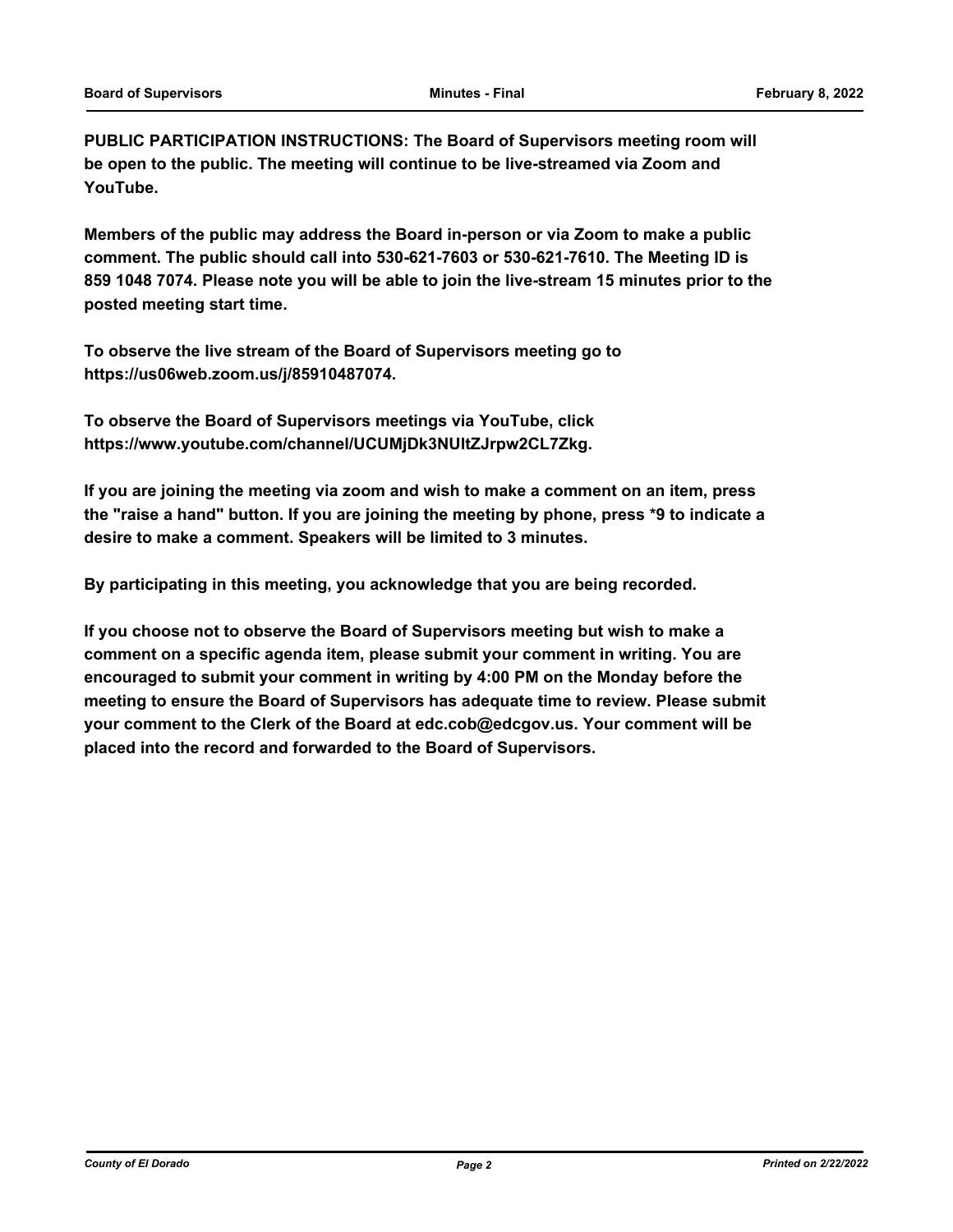**PUBLIC PARTICIPATION INSTRUCTIONS: The Board of Supervisors meeting room will be open to the public. The meeting will continue to be live-streamed via Zoom and YouTube.**

**Members of the public may address the Board in-person or via Zoom to make a public comment. The public should call into 530-621-7603 or 530-621-7610. The Meeting ID is 859 1048 7074. Please note you will be able to join the live-stream 15 minutes prior to the posted meeting start time.**

**To observe the live stream of the Board of Supervisors meeting go to https://us06web.zoom.us/j/85910487074.**

**To observe the Board of Supervisors meetings via YouTube, click https://www.youtube.com/channel/UCUMjDk3NUltZJrpw2CL7Zkg.**

**If you are joining the meeting via zoom and wish to make a comment on an item, press the "raise a hand" button. If you are joining the meeting by phone, press *9 to indicate a desire to make a comment. Speakers will be limited to 3 minutes.**

**By participating in this meeting, you acknowledge that you are being recorded.**

**If you choose not to observe the Board of Supervisors meeting but wish to make a comment on a specific agenda item, please submit your comment in writing. You are encouraged to submit your comment in writing by 4:00 PM on the Monday before the meeting to ensure the Board of Supervisors has adequate time to review. Please submit your comment to the Clerk of the Board at edc.cob@edcgov.us. Your comment will be placed into the record and forwarded to the Board of Supervisors.**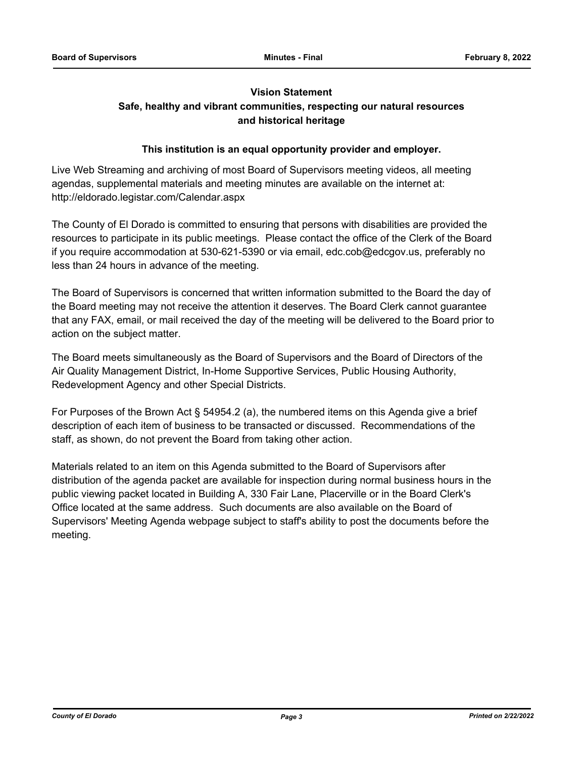**Vision Statement**

**Safe, healthy and vibrant communities, respecting our natural resources and historical heritage**

**This institution is an equal opportunity provider and employer.**

Live Web Streaming and archiving of most Board of Supervisors meeting videos, all meeting agendas, supplemental materials and meeting minutes are available on the internet at: http://eldorado.legistar.com/Calendar.aspx

The County of El Dorado is committed to ensuring that persons with disabilities are provided the resources to participate in its public meetings. Please contact the office of the Clerk of the Board if you require accommodation at 530-621-5390 or via email, edc.cob@edcgov.us, preferably no less than 24 hours in advance of the meeting.

The Board of Supervisors is concerned that written information submitted to the Board the day of the Board meeting may not receive the attention it deserves. The Board Clerk cannot guarantee that any FAX, email, or mail received the day of the meeting will be delivered to the Board prior to action on the subject matter.

The Board meets simultaneously as the Board of Supervisors and the Board of Directors of the Air Quality Management District, In-Home Supportive Services, Public Housing Authority, Redevelopment Agency and other Special Districts.

For Purposes of the Brown Act § 54954.2 (a), the numbered items on this Agenda give a brief description of each item of business to be transacted or discussed. Recommendations of the staff, as shown, do not prevent the Board from taking other action.

Materials related to an item on this Agenda submitted to the Board of Supervisors after distribution of the agenda packet are available for inspection during normal business hours in the public viewing packet located in Building A, 330 Fair Lane, Placerville or in the Board Clerk's Office located at the same address. Such documents are also available on the Board of Supervisors' Meeting Agenda webpage subject to staff's ability to post the documents before the meeting.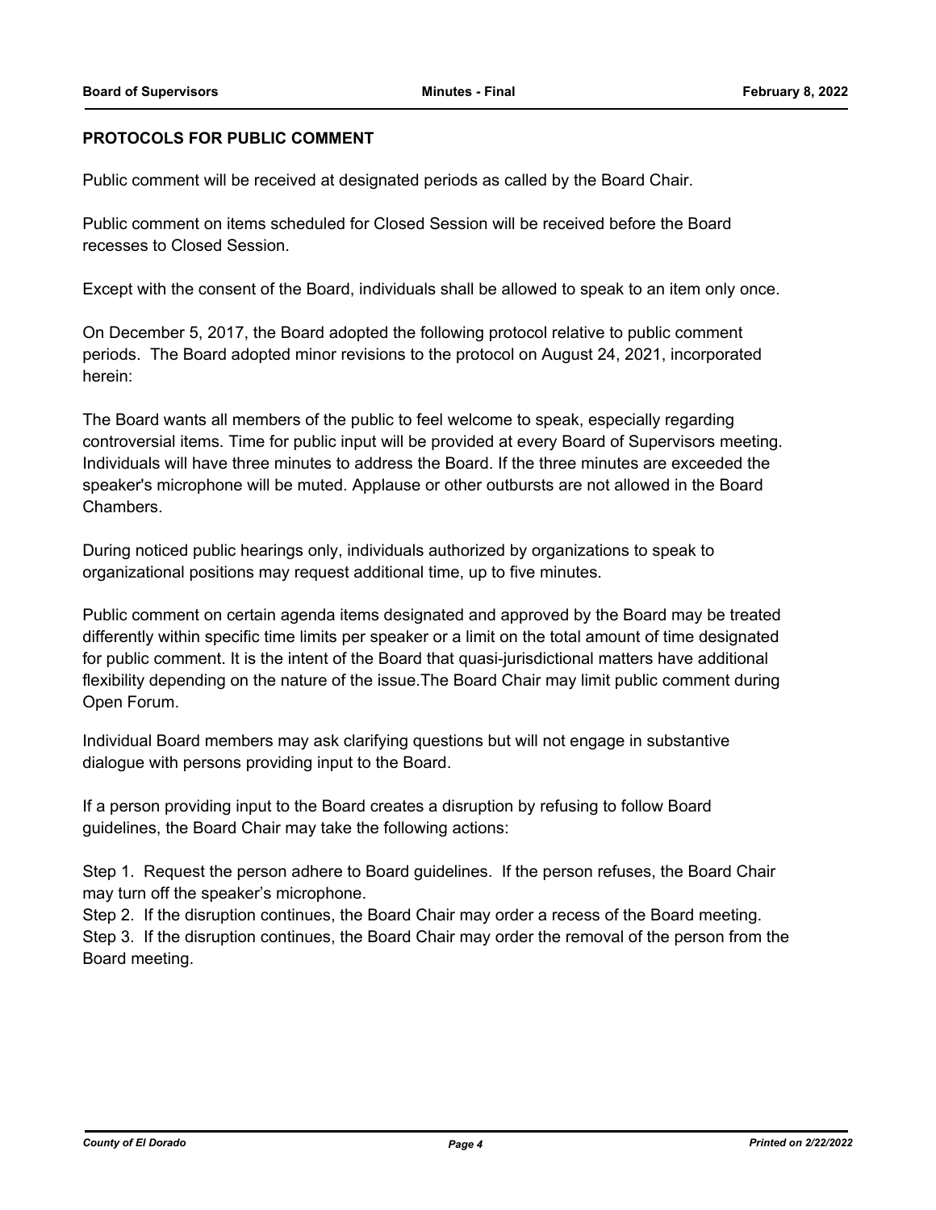## PROTOCOLS FOR PUBLIC COMMENT

Public comment will be received at designated periods as called by the Board Chair.

Public comment on items scheduled for Closed Session will be received before the Board recesses to Closed Session.

Except with the consent of the Board, individuals shall be allowed to speak to an item only once.

On December 5, 2017, the Board adopted the following protocol relative to public comment periods. The Board adopted minor revisions to the protocol on August 24, 2021, incorporated herein:

The Board wants all members of the public to feel welcome to speak, especially regarding controversial items. Time for public input will be provided at every Board of Supervisors meeting. Individuals will have three minutes to address the Board. If the three minutes are exceeded the speaker's microphone will be muted. Applause or other outbursts are not allowed in the Board Chambers.

During noticed public hearings only, individuals authorized by organizations to speak to organizational positions may request additional time, up to five minutes.

Public comment on certain agenda items designated and approved by the Board may be treated differently within specific time limits per speaker or a limit on the total amount of time designated for public comment. It is the intent of the Board that quasi-jurisdictional matters have additional flexibility depending on the nature of the issue.The Board Chair may limit public comment during Open Forum.

Individual Board members may ask clarifying questions but will not engage in substantive dialogue with persons providing input to the Board.

If a person providing input to the Board creates a disruption by refusing to follow Board guidelines, the Board Chair may take the following actions:

Step 1. Request the person adhere to Board guidelines. If the person refuses, the Board Chair may turn off the speaker's microphone.
Step 2. If the disruption continues, the Board Chair may order a recess of the Board meeting.
Step 3. If the disruption continues, the Board Chair may order the removal of the person from the Board meeting.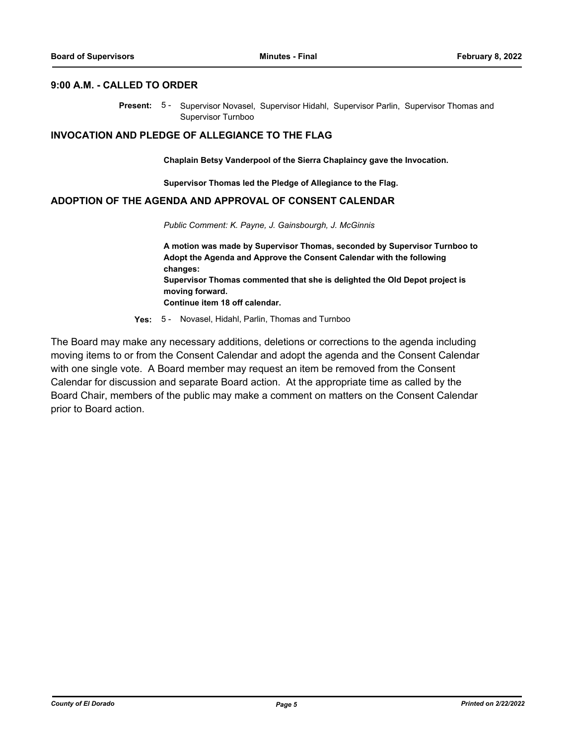## 9:00 A.M. - CALLED TO ORDER

**Present:** 5 - Supervisor Novasel, Supervisor Hidahl, Supervisor Parlin, Supervisor Thomas and Supervisor Turnboo

## INVOCATION AND PLEDGE OF ALLEGIANCE TO THE FLAG

**Chaplain Betsy Vanderpool of the Sierra Chaplaincy gave the Invocation.**

**Supervisor Thomas led the Pledge of Allegiance to the Flag.**

## ADOPTION OF THE AGENDA AND APPROVAL OF CONSENT CALENDAR

*Public Comment: K. Payne, J. Gainsbourgh, J. McGinnis*

**A motion was made by Supervisor Thomas, seconded by Supervisor Turnboo to Adopt the Agenda and Approve the Consent Calendar with the following changes:**
**Supervisor Thomas commented that she is delighted the Old Depot project is moving forward.**
**Continue item 18 off calendar.**

**Yes:** 5 - Novasel, Hidahl, Parlin, Thomas and Turnboo

The Board may make any necessary additions, deletions or corrections to the agenda including moving items to or from the Consent Calendar and adopt the agenda and the Consent Calendar with one single vote. A Board member may request an item be removed from the Consent Calendar for discussion and separate Board action. At the appropriate time as called by the Board Chair, members of the public may make a comment on matters on the Consent Calendar prior to Board action.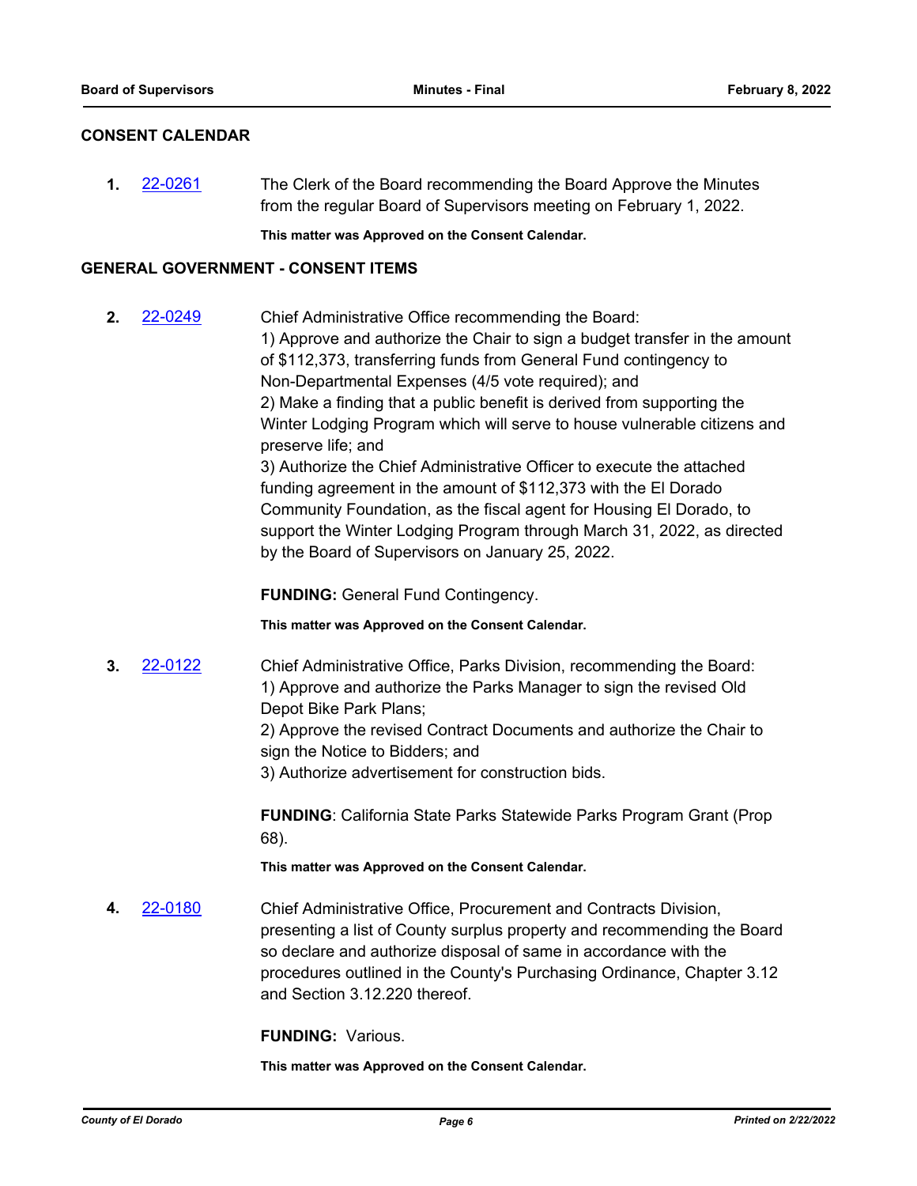## CONSENT CALENDAR

**1.** 22-0261 The Clerk of the Board recommending the Board Approve the Minutes from the regular Board of Supervisors meeting on February 1, 2022.

**This matter was Approved on the Consent Calendar.**

## GENERAL GOVERNMENT - CONSENT ITEMS

**2.** 22-0249 Chief Administrative Office recommending the Board:
1) Approve and authorize the Chair to sign a budget transfer in the amount of $112,373, transferring funds from General Fund contingency to Non-Departmental Expenses (4/5 vote required); and
2) Make a finding that a public benefit is derived from supporting the Winter Lodging Program which will serve to house vulnerable citizens and preserve life; and
3) Authorize the Chief Administrative Officer to execute the attached funding agreement in the amount of $112,373 with the El Dorado Community Foundation, as the fiscal agent for Housing El Dorado, to support the Winter Lodging Program through March 31, 2022, as directed by the Board of Supervisors on January 25, 2022.

**FUNDING:** General Fund Contingency.

**This matter was Approved on the Consent Calendar.**

**3.** 22-0122 Chief Administrative Office, Parks Division, recommending the Board:
1) Approve and authorize the Parks Manager to sign the revised Old Depot Bike Park Plans;
2) Approve the revised Contract Documents and authorize the Chair to sign the Notice to Bidders; and
3) Authorize advertisement for construction bids.

**FUNDING**: California State Parks Statewide Parks Program Grant (Prop 68).

**This matter was Approved on the Consent Calendar.**

**4.** 22-0180 Chief Administrative Office, Procurement and Contracts Division, presenting a list of County surplus property and recommending the Board so declare and authorize disposal of same in accordance with the procedures outlined in the County's Purchasing Ordinance, Chapter 3.12 and Section 3.12.220 thereof.

**FUNDING:** Various.

**This matter was Approved on the Consent Calendar.**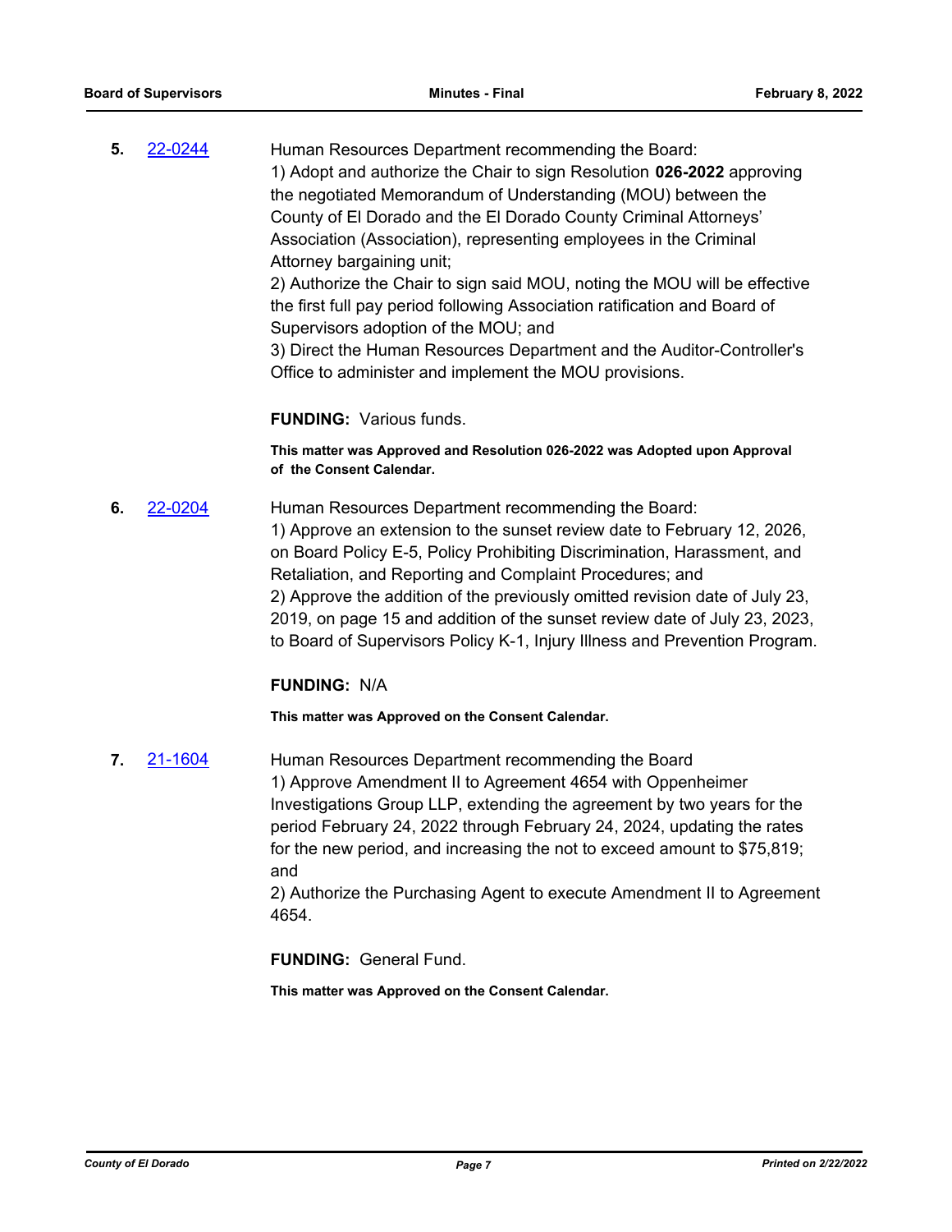**5.** 22-0244

Human Resources Department recommending the Board:
1) Adopt and authorize the Chair to sign Resolution **026-2022** approving the negotiated Memorandum of Understanding (MOU) between the County of El Dorado and the El Dorado County Criminal Attorneys' Association (Association), representing employees in the Criminal Attorney bargaining unit;
2) Authorize the Chair to sign said MOU, noting the MOU will be effective the first full pay period following Association ratification and Board of Supervisors adoption of the MOU; and
3) Direct the Human Resources Department and the Auditor-Controller's Office to administer and implement the MOU provisions.

**FUNDING:** Various funds.

**This matter was Approved and Resolution 026-2022 was Adopted upon Approval of the Consent Calendar.**

**6.** 22-0204

Human Resources Department recommending the Board:
1) Approve an extension to the sunset review date to February 12, 2026, on Board Policy E-5, Policy Prohibiting Discrimination, Harassment, and Retaliation, and Reporting and Complaint Procedures; and
2) Approve the addition of the previously omitted revision date of July 23, 2019, on page 15 and addition of the sunset review date of July 23, 2023, to Board of Supervisors Policy K-1, Injury Illness and Prevention Program.

**FUNDING:** N/A

**This matter was Approved on the Consent Calendar.**

**7.** 21-1604

Human Resources Department recommending the Board
1) Approve Amendment II to Agreement 4654 with Oppenheimer Investigations Group LLP, extending the agreement by two years for the period February 24, 2022 through February 24, 2024, updating the rates for the new period, and increasing the not to exceed amount to $75,819; and
2) Authorize the Purchasing Agent to execute Amendment II to Agreement 4654.

**FUNDING:** General Fund.

**This matter was Approved on the Consent Calendar.**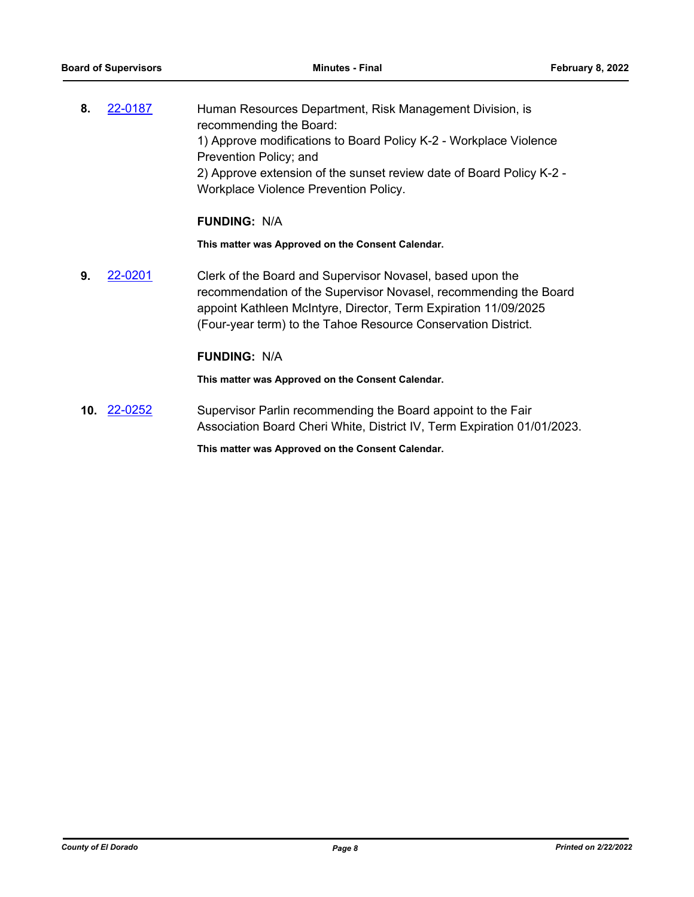**8.** 22-0187 Human Resources Department, Risk Management Division, is recommending the Board:
1) Approve modifications to Board Policy K-2 - Workplace Violence Prevention Policy; and
2) Approve extension of the sunset review date of Board Policy K-2 - Workplace Violence Prevention Policy.

**FUNDING:** N/A

**This matter was Approved on the Consent Calendar.**

**9.** 22-0201 Clerk of the Board and Supervisor Novasel, based upon the recommendation of the Supervisor Novasel, recommending the Board appoint Kathleen McIntyre, Director, Term Expiration 11/09/2025 (Four-year term) to the Tahoe Resource Conservation District.

**FUNDING:** N/A

**This matter was Approved on the Consent Calendar.**

**10.** 22-0252 Supervisor Parlin recommending the Board appoint to the Fair Association Board Cheri White, District IV, Term Expiration 01/01/2023.

**This matter was Approved on the Consent Calendar.**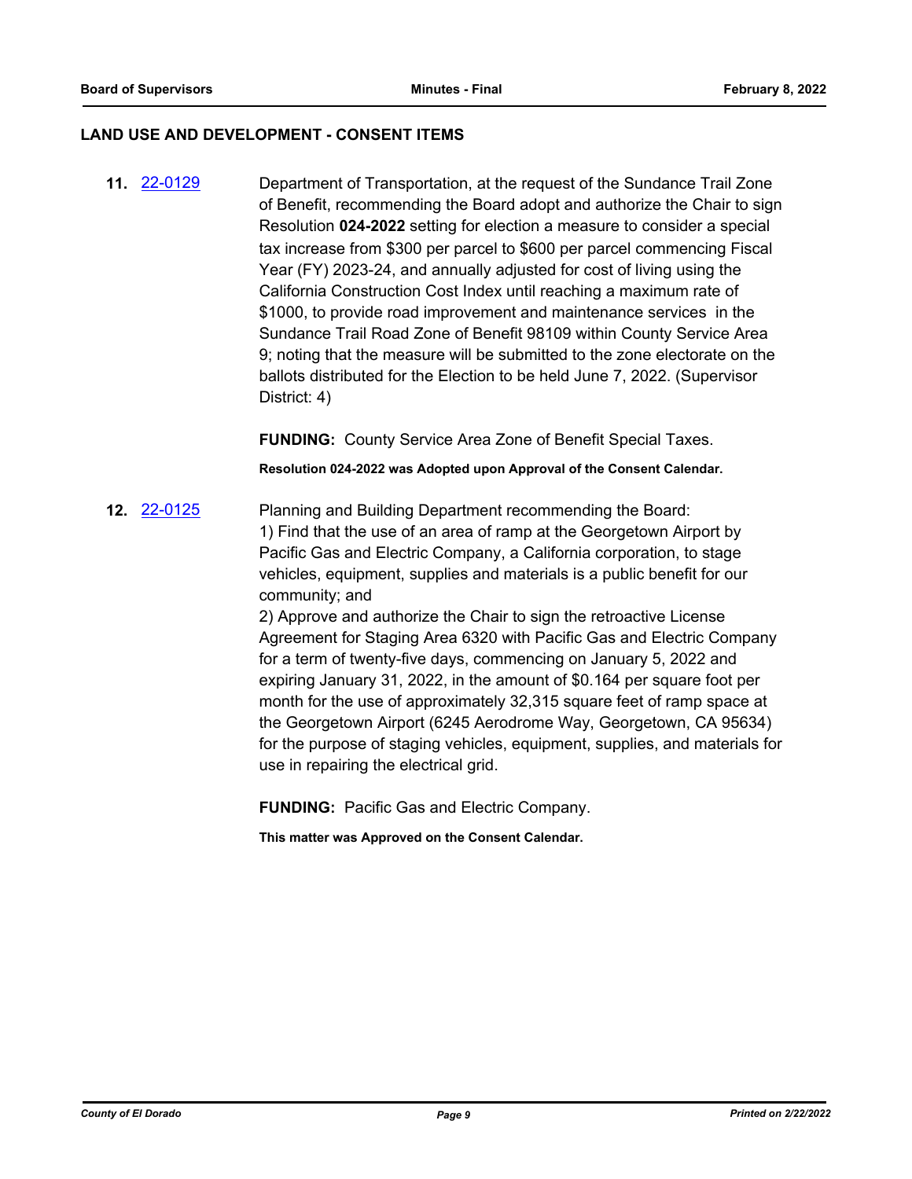## LAND USE AND DEVELOPMENT - CONSENT ITEMS

**11.** 22-0129

Department of Transportation, at the request of the Sundance Trail Zone of Benefit, recommending the Board adopt and authorize the Chair to sign Resolution **024-2022** setting for election a measure to consider a special tax increase from $300 per parcel to $600 per parcel commencing Fiscal Year (FY) 2023-24, and annually adjusted for cost of living using the California Construction Cost Index until reaching a maximum rate of $1000, to provide road improvement and maintenance services in the Sundance Trail Road Zone of Benefit 98109 within County Service Area 9; noting that the measure will be submitted to the zone electorate on the ballots distributed for the Election to be held June 7, 2022. (Supervisor District: 4)

**FUNDING:** County Service Area Zone of Benefit Special Taxes.

**Resolution 024-2022 was Adopted upon Approval of the Consent Calendar.**

**12.** 22-0125

Planning and Building Department recommending the Board:
1) Find that the use of an area of ramp at the Georgetown Airport by Pacific Gas and Electric Company, a California corporation, to stage vehicles, equipment, supplies and materials is a public benefit for our community; and
2) Approve and authorize the Chair to sign the retroactive License Agreement for Staging Area 6320 with Pacific Gas and Electric Company for a term of twenty-five days, commencing on January 5, 2022 and expiring January 31, 2022, in the amount of $0.164 per square foot per month for the use of approximately 32,315 square feet of ramp space at the Georgetown Airport (6245 Aerodrome Way, Georgetown, CA 95634) for the purpose of staging vehicles, equipment, supplies, and materials for use in repairing the electrical grid.

**FUNDING:** Pacific Gas and Electric Company.

**This matter was Approved on the Consent Calendar.**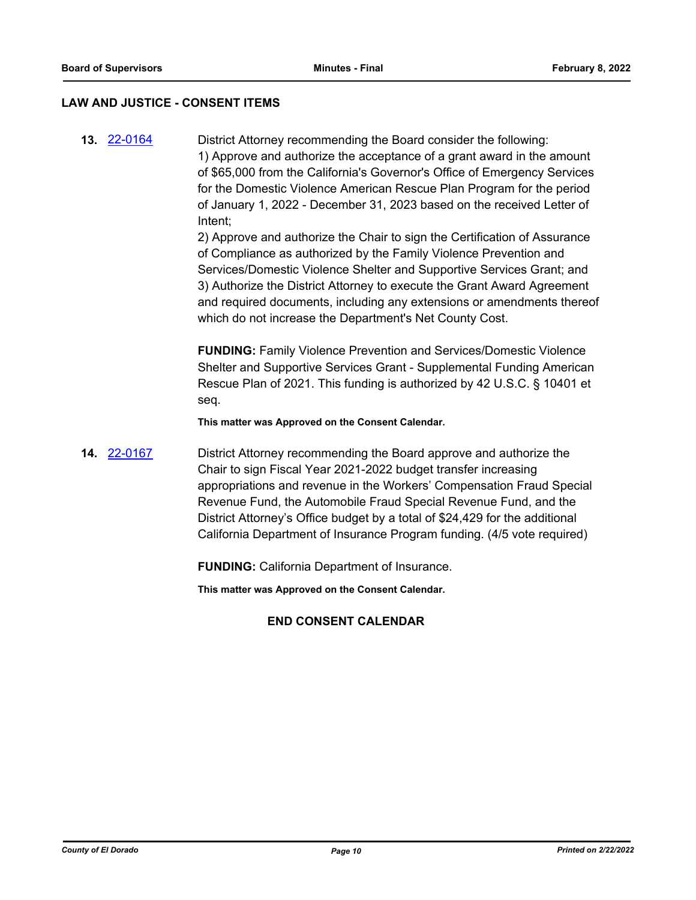## LAW AND JUSTICE - CONSENT ITEMS

**13.** 22-0164

District Attorney recommending the Board consider the following:
1) Approve and authorize the acceptance of a grant award in the amount of $65,000 from the California's Governor's Office of Emergency Services for the Domestic Violence American Rescue Plan Program for the period of January 1, 2022 - December 31, 2023 based on the received Letter of Intent;
2) Approve and authorize the Chair to sign the Certification of Assurance of Compliance as authorized by the Family Violence Prevention and Services/Domestic Violence Shelter and Supportive Services Grant; and
3) Authorize the District Attorney to execute the Grant Award Agreement and required documents, including any extensions or amendments thereof which do not increase the Department's Net County Cost.

**FUNDING:** Family Violence Prevention and Services/Domestic Violence Shelter and Supportive Services Grant - Supplemental Funding American Rescue Plan of 2021. This funding is authorized by 42 U.S.C. § 10401 et seq.

**This matter was Approved on the Consent Calendar.**

**14.** 22-0167

District Attorney recommending the Board approve and authorize the Chair to sign Fiscal Year 2021-2022 budget transfer increasing appropriations and revenue in the Workers' Compensation Fraud Special Revenue Fund, the Automobile Fraud Special Revenue Fund, and the District Attorney's Office budget by a total of $24,429 for the additional California Department of Insurance Program funding. (4/5 vote required)

**FUNDING:** California Department of Insurance.

**This matter was Approved on the Consent Calendar.**

**END CONSENT CALENDAR**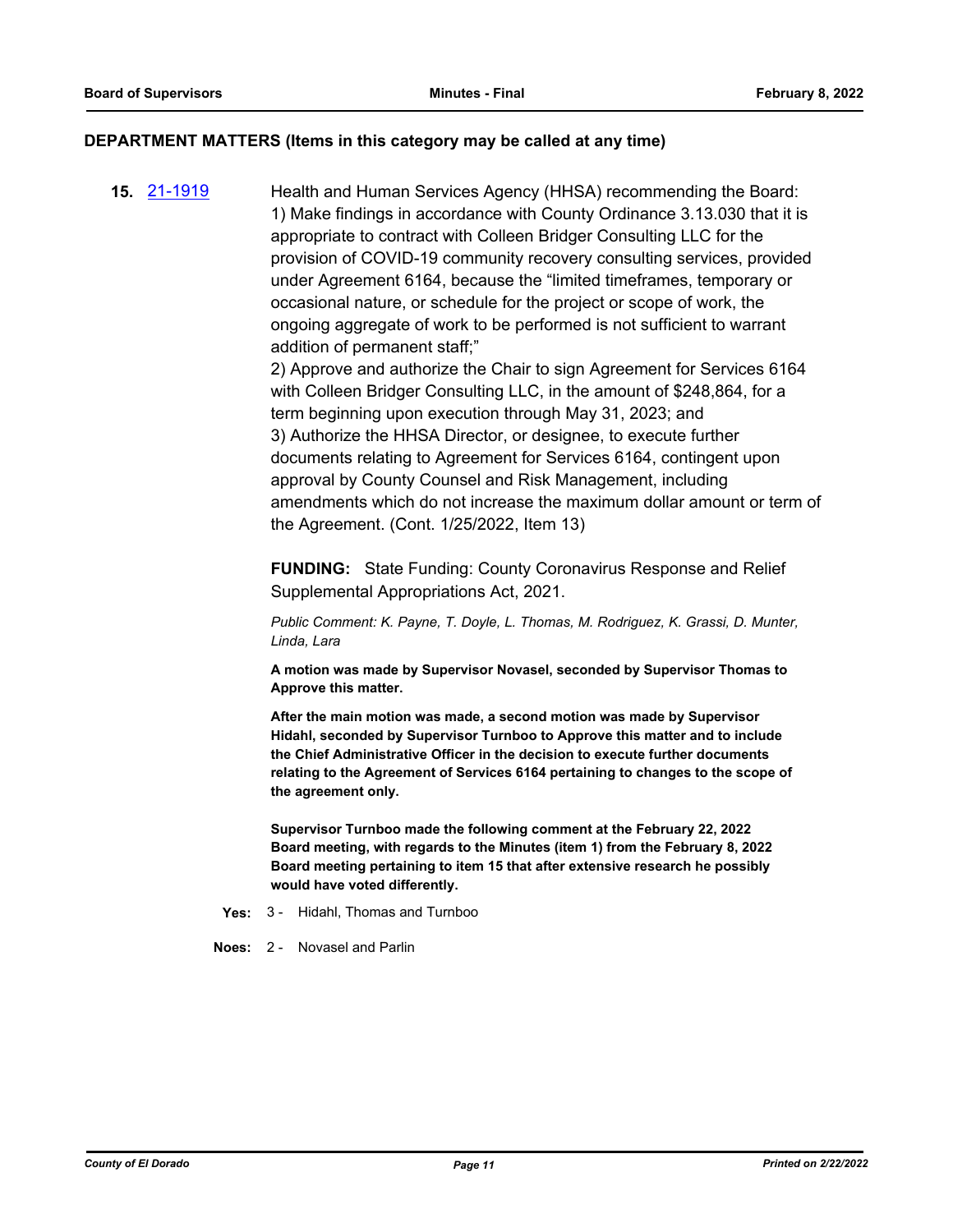## DEPARTMENT MATTERS (Items in this category may be called at any time)

**15.** 21-1919 Health and Human Services Agency (HHSA) recommending the Board:
1) Make findings in accordance with County Ordinance 3.13.030 that it is appropriate to contract with Colleen Bridger Consulting LLC for the provision of COVID-19 community recovery consulting services, provided under Agreement 6164, because the "limited timeframes, temporary or occasional nature, or schedule for the project or scope of work, the ongoing aggregate of work to be performed is not sufficient to warrant addition of permanent staff;"
2) Approve and authorize the Chair to sign Agreement for Services 6164 with Colleen Bridger Consulting LLC, in the amount of $248,864, for a term beginning upon execution through May 31, 2023; and
3) Authorize the HHSA Director, or designee, to execute further documents relating to Agreement for Services 6164, contingent upon approval by County Counsel and Risk Management, including amendments which do not increase the maximum dollar amount or term of the Agreement. (Cont. 1/25/2022, Item 13)

**FUNDING:** State Funding: County Coronavirus Response and Relief Supplemental Appropriations Act, 2021.

*Public Comment: K. Payne, T. Doyle, L. Thomas, M. Rodriguez, K. Grassi, D. Munter, Linda, Lara*

**A motion was made by Supervisor Novasel, seconded by Supervisor Thomas to Approve this matter.**

**After the main motion was made, a second motion was made by Supervisor Hidahl, seconded by Supervisor Turnboo to Approve this matter and to include the Chief Administrative Officer in the decision to execute further documents relating to the Agreement of Services 6164 pertaining to changes to the scope of the agreement only.**

**Supervisor Turnboo made the following comment at the February 22, 2022 Board meeting, with regards to the Minutes (item 1) from the February 8, 2022 Board meeting pertaining to item 15 that after extensive research he possibly would have voted differently.**

**Yes:** 3 - Hidahl, Thomas and Turnboo

**Noes:** 2 - Novasel and Parlin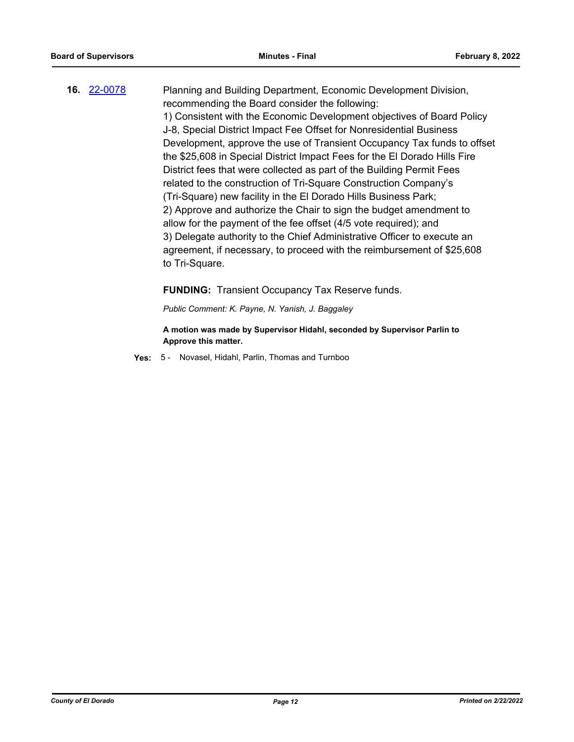**16.** [22-0078](22-0078)

Planning and Building Department, Economic Development Division, recommending the Board consider the following:
1) Consistent with the Economic Development objectives of Board Policy J-8, Special District Impact Fee Offset for Nonresidential Business Development, approve the use of Transient Occupancy Tax funds to offset the $25,608 in Special District Impact Fees for the El Dorado Hills Fire District fees that were collected as part of the Building Permit Fees related to the construction of Tri-Square Construction Company's (Tri-Square) new facility in the El Dorado Hills Business Park;
2) Approve and authorize the Chair to sign the budget amendment to allow for the payment of the fee offset (4/5 vote required); and
3) Delegate authority to the Chief Administrative Officer to execute an agreement, if necessary, to proceed with the reimbursement of $25,608 to Tri-Square.

**FUNDING:** Transient Occupancy Tax Reserve funds.

*Public Comment: K. Payne, N. Yanish, J. Baggaley*

**A motion was made by Supervisor Hidahl, seconded by Supervisor Parlin to Approve this matter.**

**Yes:** 5 - Novasel, Hidahl, Parlin, Thomas and Turnboo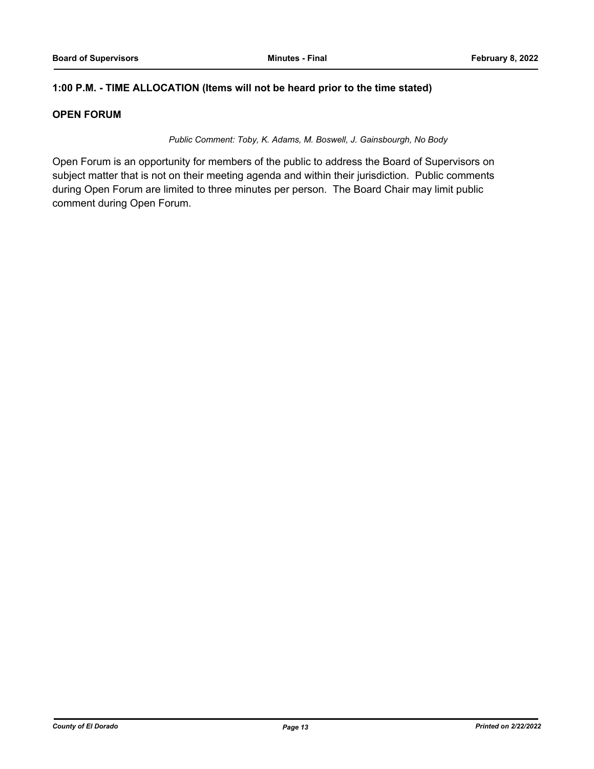**1:00 P.M. - TIME ALLOCATION (Items will not be heard prior to the time stated)**

**OPEN FORUM**

*Public Comment: Toby, K. Adams, M. Boswell, J. Gainsbourgh, No Body*

Open Forum is an opportunity for members of the public to address the Board of Supervisors on subject matter that is not on their meeting agenda and within their jurisdiction. Public comments during Open Forum are limited to three minutes per person. The Board Chair may limit public comment during Open Forum.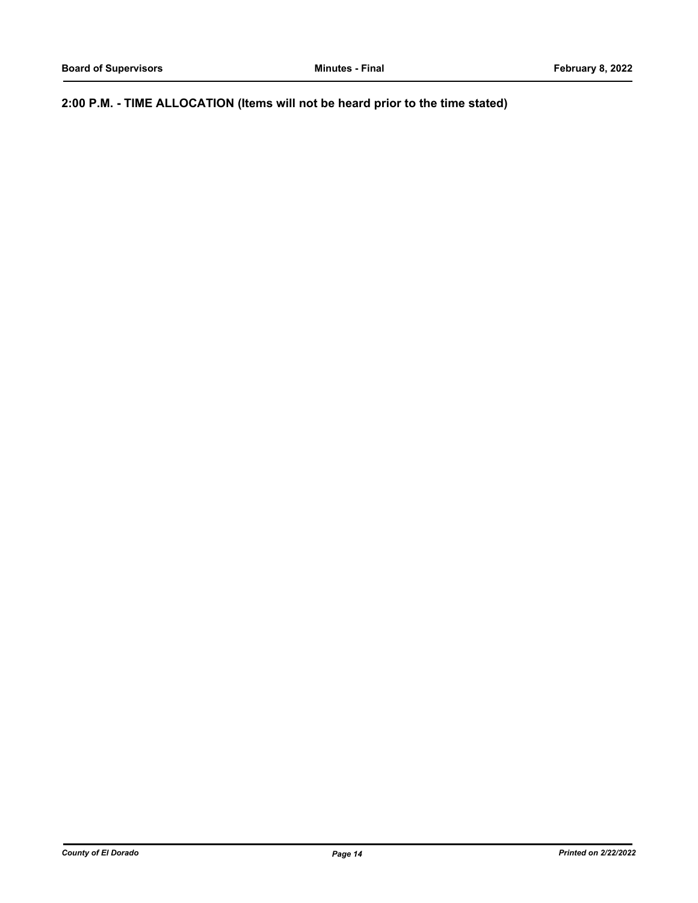## 2:00 P.M. - TIME ALLOCATION (Items will not be heard prior to the time stated)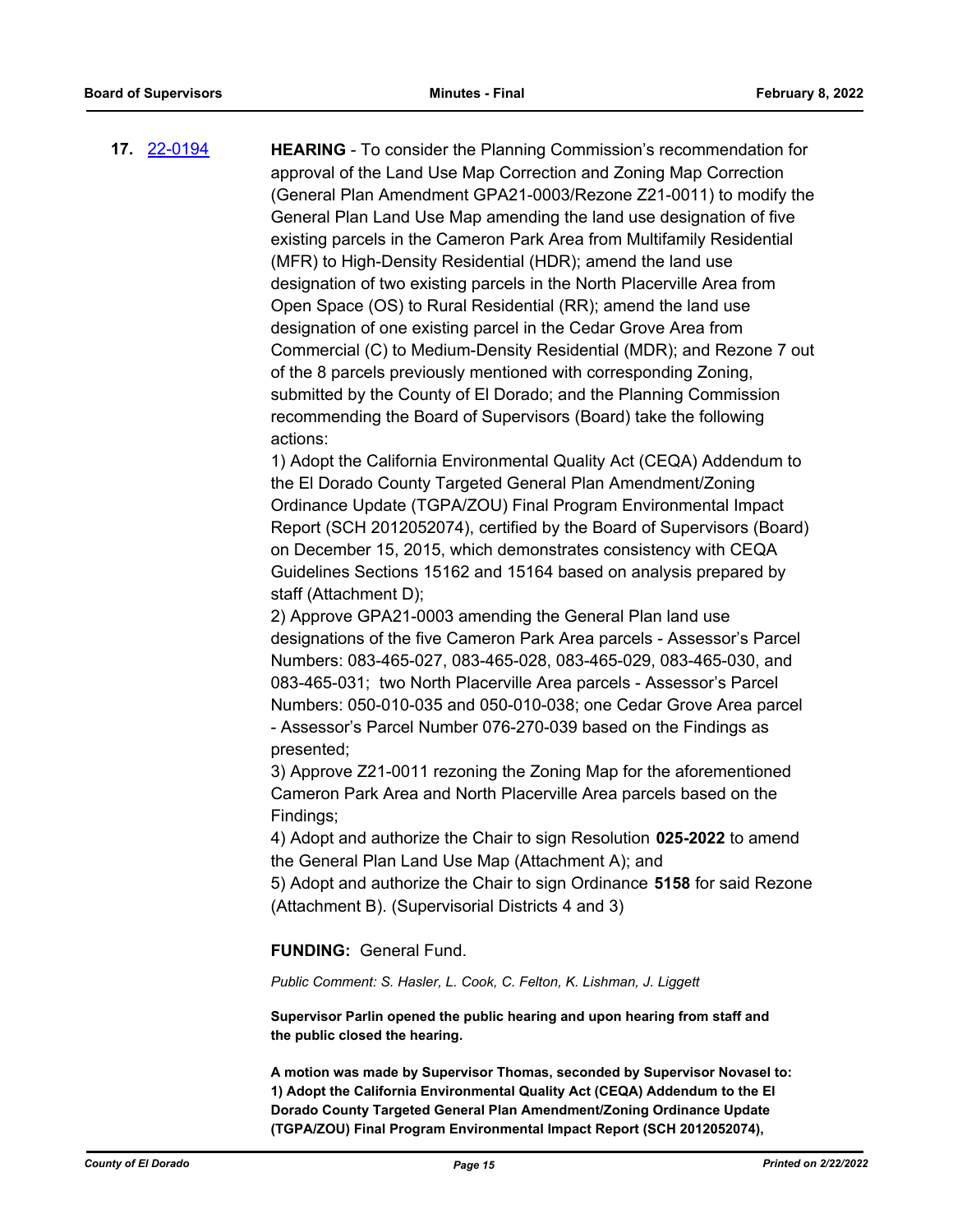**17.** 22-0194 **HEARING** - To consider the Planning Commission's recommendation for approval of the Land Use Map Correction and Zoning Map Correction (General Plan Amendment GPA21-0003/Rezone Z21-0011) to modify the General Plan Land Use Map amending the land use designation of five existing parcels in the Cameron Park Area from Multifamily Residential (MFR) to High-Density Residential (HDR); amend the land use designation of two existing parcels in the North Placerville Area from Open Space (OS) to Rural Residential (RR); amend the land use designation of one existing parcel in the Cedar Grove Area from Commercial (C) to Medium-Density Residential (MDR); and Rezone 7 out of the 8 parcels previously mentioned with corresponding Zoning, submitted by the County of El Dorado; and the Planning Commission recommending the Board of Supervisors (Board) take the following actions:

1) Adopt the California Environmental Quality Act (CEQA) Addendum to the El Dorado County Targeted General Plan Amendment/Zoning Ordinance Update (TGPA/ZOU) Final Program Environmental Impact Report (SCH 2012052074), certified by the Board of Supervisors (Board) on December 15, 2015, which demonstrates consistency with CEQA Guidelines Sections 15162 and 15164 based on analysis prepared by staff (Attachment D);
2) Approve GPA21-0003 amending the General Plan land use designations of the five Cameron Park Area parcels - Assessor's Parcel Numbers: 083-465-027, 083-465-028, 083-465-029, 083-465-030, and 083-465-031; two North Placerville Area parcels - Assessor's Parcel Numbers: 050-010-035 and 050-010-038; one Cedar Grove Area parcel - Assessor's Parcel Number 076-270-039 based on the Findings as presented;
3) Approve Z21-0011 rezoning the Zoning Map for the aforementioned Cameron Park Area and North Placerville Area parcels based on the Findings;
4) Adopt and authorize the Chair to sign Resolution **025-2022** to amend the General Plan Land Use Map (Attachment A); and
5) Adopt and authorize the Chair to sign Ordinance **5158** for said Rezone (Attachment B). (Supervisorial Districts 4 and 3)

**FUNDING:** General Fund.

*Public Comment: S. Hasler, L. Cook, C. Felton, K. Lishman, J. Liggett*

**Supervisor Parlin opened the public hearing and upon hearing from staff and the public closed the hearing.**

**A motion was made by Supervisor Thomas, seconded by Supervisor Novasel to: 1) Adopt the California Environmental Quality Act (CEQA) Addendum to the El Dorado County Targeted General Plan Amendment/Zoning Ordinance Update (TGPA/ZOU) Final Program Environmental Impact Report (SCH 2012052074),**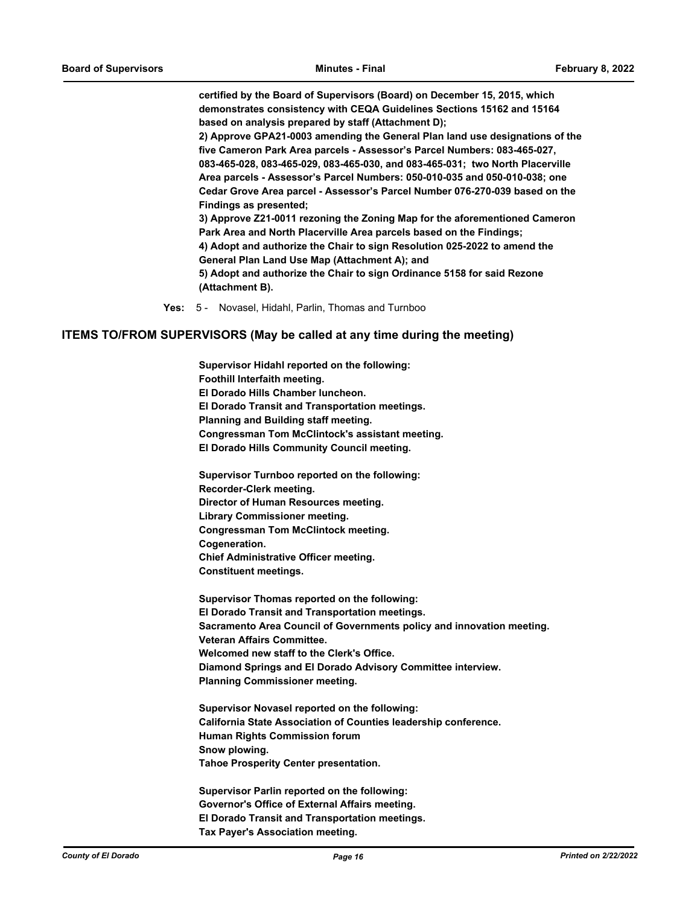**certified by the Board of Supervisors (Board) on December 15, 2015, which demonstrates consistency with CEQA Guidelines Sections 15162 and 15164 based on analysis prepared by staff (Attachment D);**
**2) Approve GPA21-0003 amending the General Plan land use designations of the five Cameron Park Area parcels - Assessor's Parcel Numbers: 083-465-027, 083-465-028, 083-465-029, 083-465-030, and 083-465-031; two North Placerville Area parcels - Assessor's Parcel Numbers: 050-010-035 and 050-010-038; one Cedar Grove Area parcel - Assessor's Parcel Number 076-270-039 based on the Findings as presented;**
**3) Approve Z21-0011 rezoning the Zoning Map for the aforementioned Cameron Park Area and North Placerville Area parcels based on the Findings;**
**4) Adopt and authorize the Chair to sign Resolution 025-2022 to amend the General Plan Land Use Map (Attachment A); and**
**5) Adopt and authorize the Chair to sign Ordinance 5158 for said Rezone (Attachment B).**

**Yes:** 5 - Novasel, Hidahl, Parlin, Thomas and Turnboo

## ITEMS TO/FROM SUPERVISORS (May be called at any time during the meeting)

**Supervisor Hidahl reported on the following:**
**Foothill Interfaith meeting.**
**El Dorado Hills Chamber luncheon.**
**El Dorado Transit and Transportation meetings.**
**Planning and Building staff meeting.**
**Congressman Tom McClintock's assistant meeting.**
**El Dorado Hills Community Council meeting.**

**Supervisor Turnboo reported on the following:**
**Recorder-Clerk meeting.**
**Director of Human Resources meeting.**
**Library Commissioner meeting.**
**Congressman Tom McClintock meeting.**
**Cogeneration.**
**Chief Administrative Officer meeting.**
**Constituent meetings.**

**Supervisor Thomas reported on the following:**
**El Dorado Transit and Transportation meetings.**
**Sacramento Area Council of Governments policy and innovation meeting.**
**Veteran Affairs Committee.**
**Welcomed new staff to the Clerk's Office.**
**Diamond Springs and El Dorado Advisory Committee interview.**
**Planning Commissioner meeting.**

**Supervisor Novasel reported on the following:**
**California State Association of Counties leadership conference.**
**Human Rights Commission forum**
**Snow plowing.**
**Tahoe Prosperity Center presentation.**

**Supervisor Parlin reported on the following:**
**Governor's Office of External Affairs meeting.**
**El Dorado Transit and Transportation meetings.**
**Tax Payer's Association meeting.**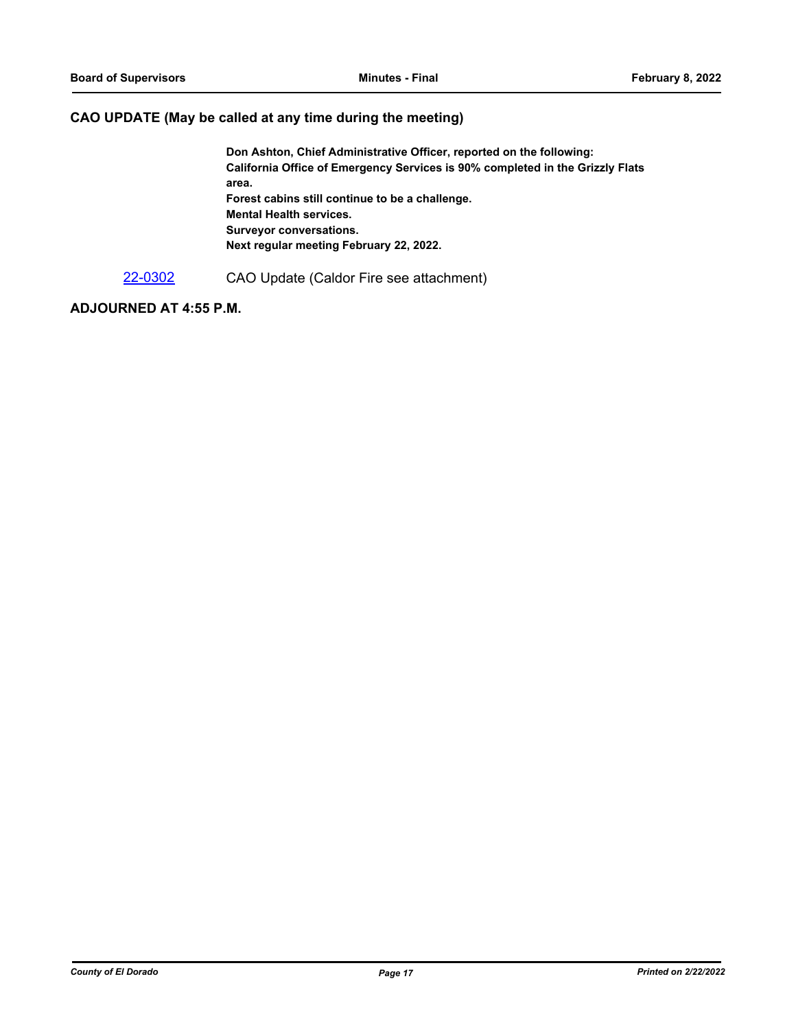## CAO UPDATE (May be called at any time during the meeting)

**Don Ashton, Chief Administrative Officer, reported on the following:**
**California Office of Emergency Services is 90% completed in the Grizzly Flats area.**
**Forest cabins still continue to be a challenge.**
**Mental Health services.**
**Surveyor conversations.**
**Next regular meeting February 22, 2022.**

22-0302 CAO Update (Caldor Fire see attachment)

## ADJOURNED AT 4:55 P.M.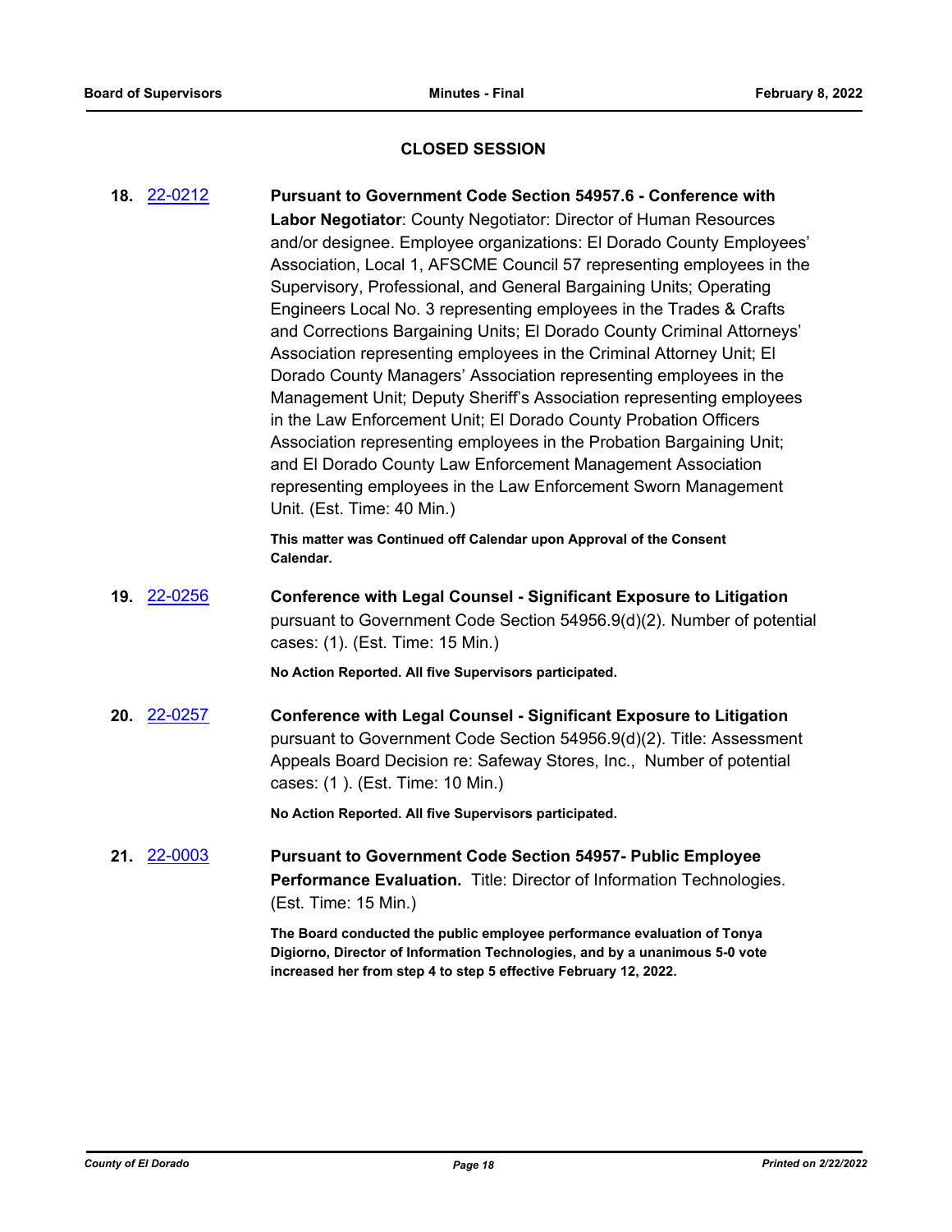## CLOSED SESSION

**18.** 22-0212 **Pursuant to Government Code Section 54957.6 - Conference with Labor Negotiator**: County Negotiator: Director of Human Resources and/or designee. Employee organizations: El Dorado County Employees' Association, Local 1, AFSCME Council 57 representing employees in the Supervisory, Professional, and General Bargaining Units; Operating Engineers Local No. 3 representing employees in the Trades & Crafts and Corrections Bargaining Units; El Dorado County Criminal Attorneys' Association representing employees in the Criminal Attorney Unit; El Dorado County Managers' Association representing employees in the Management Unit; Deputy Sheriff's Association representing employees in the Law Enforcement Unit; El Dorado County Probation Officers Association representing employees in the Probation Bargaining Unit; and El Dorado County Law Enforcement Management Association representing employees in the Law Enforcement Sworn Management Unit. (Est. Time: 40 Min.)

**This matter was Continued off Calendar upon Approval of the Consent Calendar.**

**19.** 22-0256 **Conference with Legal Counsel - Significant Exposure to Litigation** pursuant to Government Code Section 54956.9(d)(2). Number of potential cases: (1). (Est. Time: 15 Min.)

**No Action Reported. All five Supervisors participated.**

**20.** 22-0257 **Conference with Legal Counsel - Significant Exposure to Litigation** pursuant to Government Code Section 54956.9(d)(2). Title: Assessment Appeals Board Decision re: Safeway Stores, Inc., Number of potential cases: (1 ). (Est. Time: 10 Min.)

**No Action Reported. All five Supervisors participated.**

**21.** 22-0003 **Pursuant to Government Code Section 54957- Public Employee Performance Evaluation.** Title: Director of Information Technologies. (Est. Time: 15 Min.)

**The Board conducted the public employee performance evaluation of Tonya Digiorno, Director of Information Technologies, and by a unanimous 5-0 vote increased her from step 4 to step 5 effective February 12, 2022.**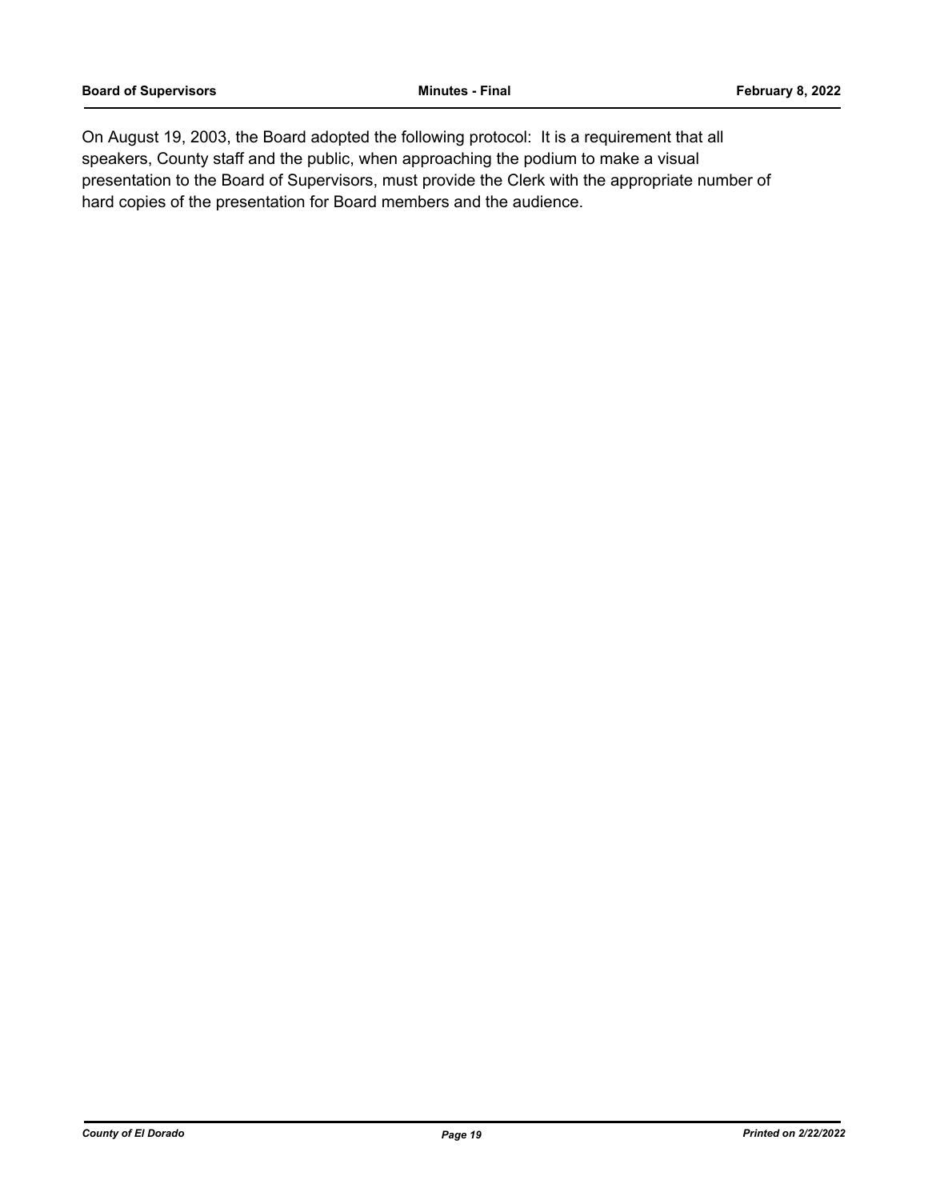On August 19, 2003, the Board adopted the following protocol: It is a requirement that all speakers, County staff and the public, when approaching the podium to make a visual presentation to the Board of Supervisors, must provide the Clerk with the appropriate number of hard copies of the presentation for Board members and the audience.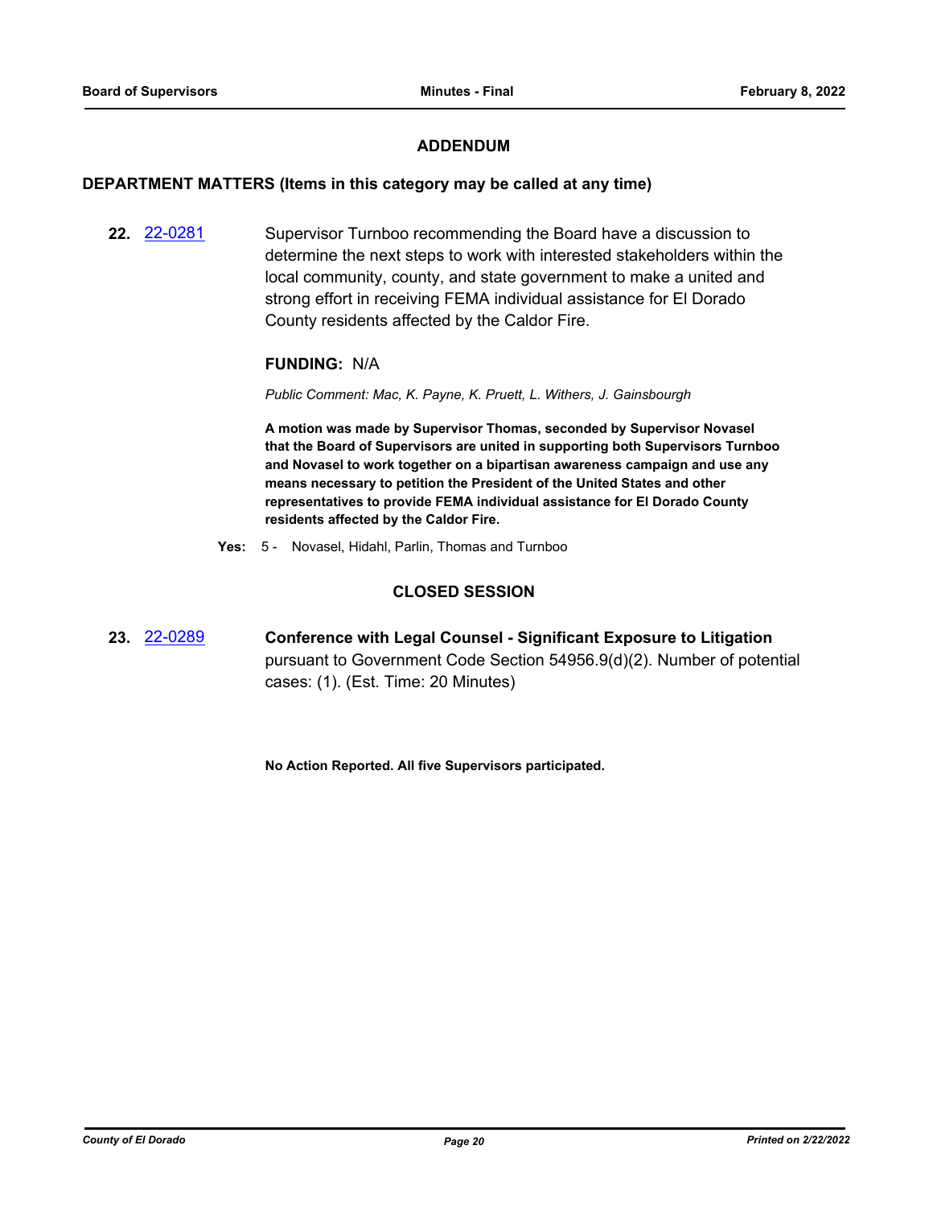## ADDENDUM

### DEPARTMENT MATTERS (Items in this category may be called at any time)

**22.** 22-0281 Supervisor Turnboo recommending the Board have a discussion to determine the next steps to work with interested stakeholders within the local community, county, and state government to make a united and strong effort in receiving FEMA individual assistance for El Dorado County residents affected by the Caldor Fire.

**FUNDING:** N/A

*Public Comment: Mac, K. Payne, K. Pruett, L. Withers, J. Gainsbourgh*

**A motion was made by Supervisor Thomas, seconded by Supervisor Novasel that the Board of Supervisors are united in supporting both Supervisors Turnboo and Novasel to work together on a bipartisan awareness campaign and use any means necessary to petition the President of the United States and other representatives to provide FEMA individual assistance for El Dorado County residents affected by the Caldor Fire.**

**Yes:** 5 - Novasel, Hidahl, Parlin, Thomas and Turnboo

## CLOSED SESSION

**23.** 22-0289 **Conference with Legal Counsel - Significant Exposure to Litigation** pursuant to Government Code Section 54956.9(d)(2). Number of potential cases: (1). (Est. Time: 20 Minutes)

**No Action Reported. All five Supervisors participated.**